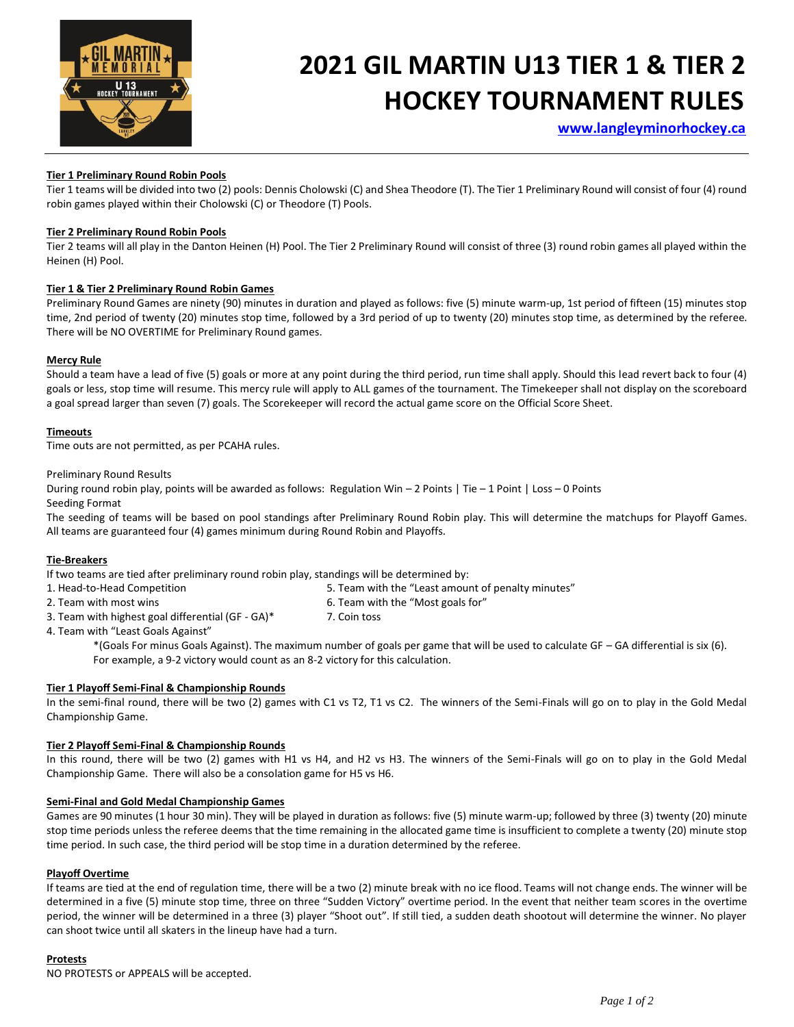# 2021 GIL MARTIN U13 TIER 1 & TIER 2 HOCKEY TOURNAMENT RULES

**www.langleyminorhockey.ca**

**Tier 1 Preliminary Round Robin Pools**

Tier 1 teams will be divided into two (2) pools: Dennis Cholowski (C) and Shea Theodore (T). The Tier 1 Preliminary Round will consist of four (4) round robin games played within their Cholowski (C) or Theodore (T) Pools.

**Tier 2 Preliminary Round Robin Pools**

Tier 2 teams will all play in the Danton Heinen (H) Pool. The Tier 2 Preliminary Round will consist of three (3) round robin games all played within the Heinen (H) Pool.

**Tier 1 & Tier 2 Preliminary Round Robin Games**

Preliminary Round Games are ninety (90) minutes in duration and played as follows: five (5) minute warm-up, 1st period of fifteen (15) minutes stop time, 2nd period of twenty (20) minutes stop time, followed by a 3rd period of up to twenty (20) minutes stop time, as determined by the referee. There will be NO OVERTIME for Preliminary Round games.

**Mercy Rule**

Should a team have a lead of five (5) goals or more at any point during the third period, run time shall apply. Should this lead revert back to four (4) goals or less, stop time will resume. This mercy rule will apply to ALL games of the tournament. The Timekeeper shall not display on the scoreboard a goal spread larger than seven (7) goals. The Scorekeeper will record the actual game score on the Official Score Sheet.

**Timeouts**

Time outs are not permitted, as per PCAHA rules.

Preliminary Round Results

During round robin play, points will be awarded as follows: Regulation Win – 2 Points | Tie – 1 Point | Loss – 0 Points

Seeding Format

The seeding of teams will be based on pool standings after Preliminary Round Robin play. This will determine the matchups for Playoff Games. All teams are guaranteed four (4) games minimum during Round Robin and Playoffs.

**Tie-Breakers**

If two teams are tied after preliminary round robin play, standings will be determined by:

1. Head-to-Head Competition
2. Team with most wins
3. Team with highest goal differential (GF - GA)*
4. Team with "Least Goals Against"
5. Team with the "Least amount of penalty minutes"
6. Team with the "Most goals for"
7. Coin toss

*(Goals For minus Goals Against). The maximum number of goals per game that will be used to calculate GF – GA differential is six (6). For example, a 9-2 victory would count as an 8-2 victory for this calculation.

**Tier 1 Playoff Semi-Final & Championship Rounds**

In the semi-final round, there will be two (2) games with C1 vs T2, T1 vs C2. The winners of the Semi-Finals will go on to play in the Gold Medal Championship Game.

**Tier 2 Playoff Semi-Final & Championship Rounds**

In this round, there will be two (2) games with H1 vs H4, and H2 vs H3. The winners of the Semi-Finals will go on to play in the Gold Medal Championship Game. There will also be a consolation game for H5 vs H6.

**Semi-Final and Gold Medal Championship Games**

Games are 90 minutes (1 hour 30 min). They will be played in duration as follows: five (5) minute warm-up; followed by three (3) twenty (20) minute stop time periods unless the referee deems that the time remaining in the allocated game time is insufficient to complete a twenty (20) minute stop time period. In such case, the third period will be stop time in a duration determined by the referee.

**Playoff Overtime**

If teams are tied at the end of regulation time, there will be a two (2) minute break with no ice flood. Teams will not change ends. The winner will be determined in a five (5) minute stop time, three on three "Sudden Victory" overtime period. In the event that neither team scores in the overtime period, the winner will be determined in a three (3) player "Shoot out". If still tied, a sudden death shootout will determine the winner. No player can shoot twice until all skaters in the lineup have had a turn.

**Protests**

NO PROTESTS or APPEALS will be accepted.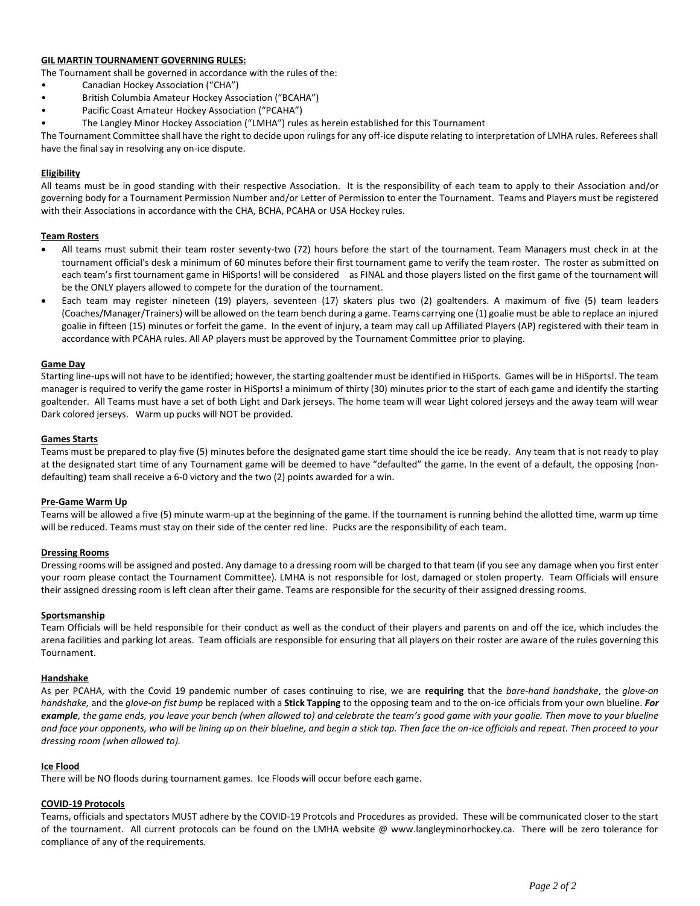**GIL MARTIN TOURNAMENT GOVERNING RULES:**

The Tournament shall be governed in accordance with the rules of the:

- Canadian Hockey Association ("CHA")
- British Columbia Amateur Hockey Association ("BCAHA")
- Pacific Coast Amateur Hockey Association ("PCAHA")
- The Langley Minor Hockey Association ("LMHA") rules as herein established for this Tournament

The Tournament Committee shall have the right to decide upon rulings for any off-ice dispute relating to interpretation of LMHA rules. Referees shall have the final say in resolving any on-ice dispute.

**Eligibility**

All teams must be in good standing with their respective Association. It is the responsibility of each team to apply to their Association and/or governing body for a Tournament Permission Number and/or Letter of Permission to enter the Tournament. Teams and Players must be registered with their Associations in accordance with the CHA, BCHA, PCAHA or USA Hockey rules.

**Team Rosters**

- All teams must submit their team roster seventy-two (72) hours before the start of the tournament. Team Managers must check in at the tournament official's desk a minimum of 60 minutes before their first tournament game to verify the team roster. The roster as submitted on each team's first tournament game in HiSports! will be considered as FINAL and those players listed on the first game of the tournament will be the ONLY players allowed to compete for the duration of the tournament.
- Each team may register nineteen (19) players, seventeen (17) skaters plus two (2) goaltenders. A maximum of five (5) team leaders (Coaches/Manager/Trainers) will be allowed on the team bench during a game. Teams carrying one (1) goalie must be able to replace an injured goalie in fifteen (15) minutes or forfeit the game. In the event of injury, a team may call up Affiliated Players (AP) registered with their team in accordance with PCAHA rules. All AP players must be approved by the Tournament Committee prior to playing.

**Game Day**

Starting line-ups will not have to be identified; however, the starting goaltender must be identified in HiSports. Games will be in HiSports!. The team manager is required to verify the game roster in HiSports! a minimum of thirty (30) minutes prior to the start of each game and identify the starting goaltender. All Teams must have a set of both Light and Dark jerseys. The home team will wear Light colored jerseys and the away team will wear Dark colored jerseys. Warm up pucks will NOT be provided.

**Games Starts**

Teams must be prepared to play five (5) minutes before the designated game start time should the ice be ready. Any team that is not ready to play at the designated start time of any Tournament game will be deemed to have "defaulted" the game. In the event of a default, the opposing (non-defaulting) team shall receive a 6-0 victory and the two (2) points awarded for a win.

**Pre-Game Warm Up**

Teams will be allowed a five (5) minute warm-up at the beginning of the game. If the tournament is running behind the allotted time, warm up time will be reduced. Teams must stay on their side of the center red line. Pucks are the responsibility of each team.

**Dressing Rooms**

Dressing rooms will be assigned and posted. Any damage to a dressing room will be charged to that team (if you see any damage when you first enter your room please contact the Tournament Committee). LMHA is not responsible for lost, damaged or stolen property. Team Officials will ensure their assigned dressing room is left clean after their game. Teams are responsible for the security of their assigned dressing rooms.

**Sportsmanship**

Team Officials will be held responsible for their conduct as well as the conduct of their players and parents on and off the ice, which includes the arena facilities and parking lot areas. Team officials are responsible for ensuring that all players on their roster are aware of the rules governing this Tournament.

**Handshake**

As per PCAHA, with the Covid 19 pandemic number of cases continuing to rise, we are **requiring** that the *bare-hand handshake*, the *glove-on handshake,* and the *glove-on fist bump* be replaced with a **Stick Tapping** to the opposing team and to the on-ice officials from your own blueline. ***For example**, the game ends, you leave your bench (when allowed to) and celebrate the team's good game with your goalie. Then move to your blueline and face your opponents, who will be lining up on their blueline, and begin a stick tap. Then face the on-ice officials and repeat. Then proceed to your dressing room (when allowed to).*

**Ice Flood**

There will be NO floods during tournament games. Ice Floods will occur before each game.

**COVID-19 Protocols**

Teams, officials and spectators MUST adhere by the COVID-19 Protcols and Procedures as provided. These will be communicated closer to the start of the tournament. All current protocols can be found on the LMHA website @ www.langleyminorhockey.ca. There will be zero tolerance for compliance of any of the requirements.